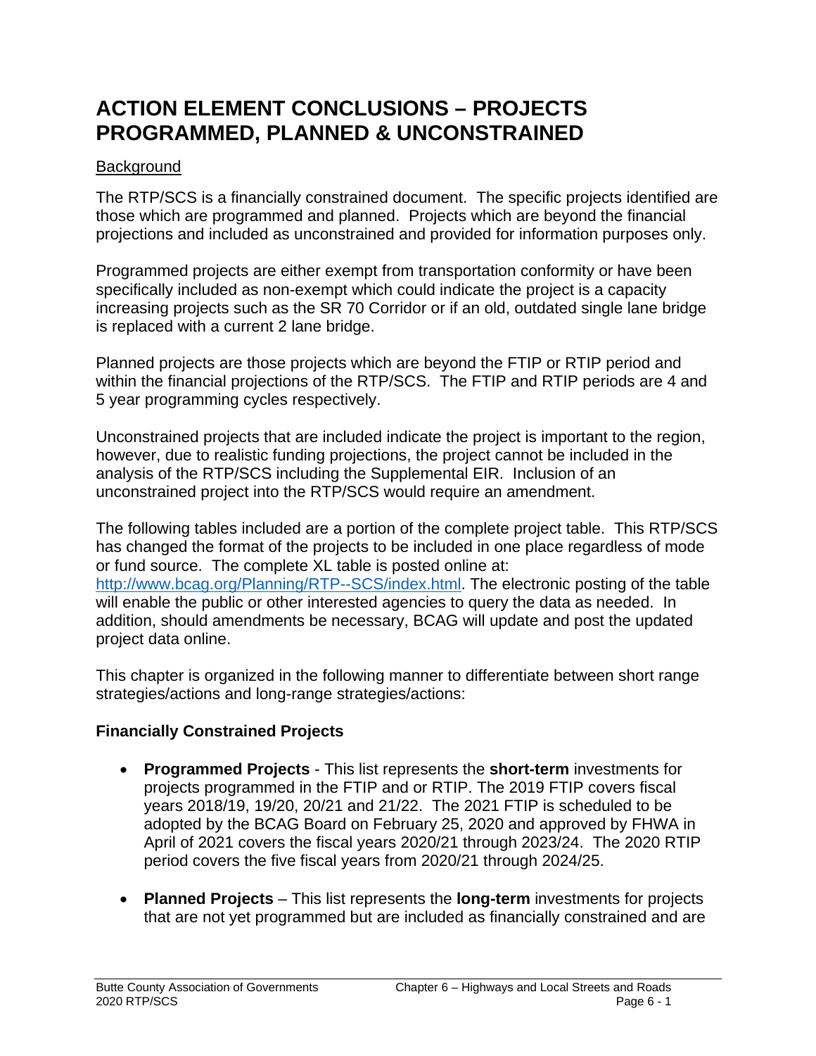# ACTION ELEMENT CONCLUSIONS – PROJECTS PROGRAMMED, PLANNED & UNCONSTRAINED

Background

The RTP/SCS is a financially constrained document. The specific projects identified are those which are programmed and planned. Projects which are beyond the financial projections and included as unconstrained and provided for information purposes only.

Programmed projects are either exempt from transportation conformity or have been specifically included as non-exempt which could indicate the project is a capacity increasing projects such as the SR 70 Corridor or if an old, outdated single lane bridge is replaced with a current 2 lane bridge.

Planned projects are those projects which are beyond the FTIP or RTIP period and within the financial projections of the RTP/SCS. The FTIP and RTIP periods are 4 and 5 year programming cycles respectively.

Unconstrained projects that are included indicate the project is important to the region, however, due to realistic funding projections, the project cannot be included in the analysis of the RTP/SCS including the Supplemental EIR. Inclusion of an unconstrained project into the RTP/SCS would require an amendment.

The following tables included are a portion of the complete project table. This RTP/SCS has changed the format of the projects to be included in one place regardless of mode or fund source. The complete XL table is posted online at: [http://www.bcag.org/Planning/RTP--SCS/index.html](http://www.bcag.org/Planning/RTP--SCS/index.html). The electronic posting of the table will enable the public or other interested agencies to query the data as needed. In addition, should amendments be necessary, BCAG will update and post the updated project data online.

This chapter is organized in the following manner to differentiate between short range strategies/actions and long-range strategies/actions:

**Financially Constrained Projects**

- **Programmed Projects** - This list represents the **short-term** investments for projects programmed in the FTIP and or RTIP. The 2019 FTIP covers fiscal years 2018/19, 19/20, 20/21 and 21/22. The 2021 FTIP is scheduled to be adopted by the BCAG Board on February 25, 2020 and approved by FHWA in April of 2021 covers the fiscal years 2020/21 through 2023/24. The 2020 RTIP period covers the five fiscal years from 2020/21 through 2024/25.
- **Planned Projects** – This list represents the **long-term** investments for projects that are not yet programmed but are included as financially constrained and are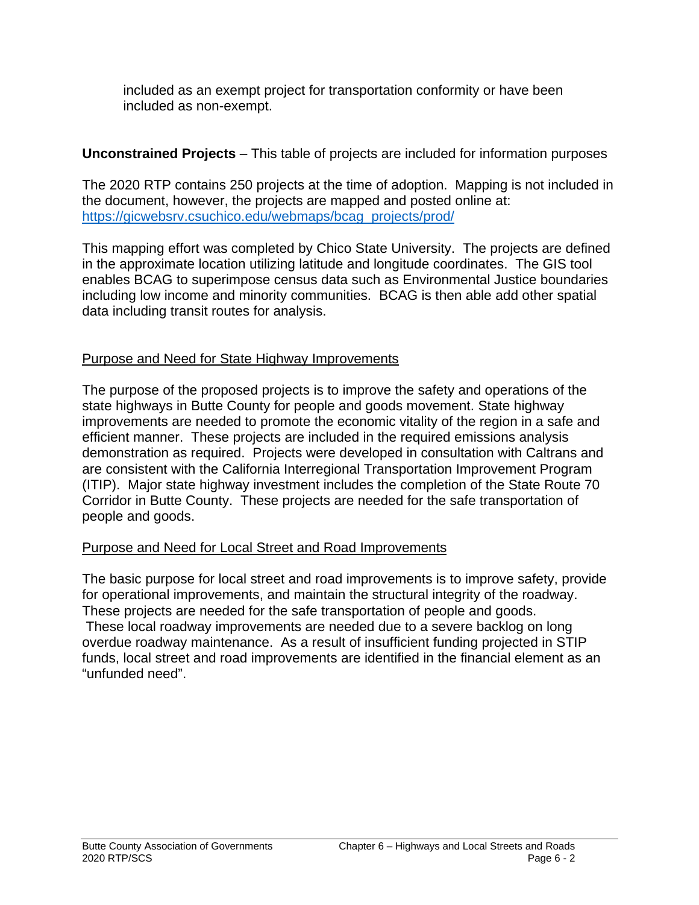included as an exempt project for transportation conformity or have been included as non-exempt.

**Unconstrained Projects** – This table of projects are included for information purposes

The 2020 RTP contains 250 projects at the time of adoption. Mapping is not included in the document, however, the projects are mapped and posted online at: https://gicwebsrv.csuchico.edu/webmaps/bcag_projects/prod/

This mapping effort was completed by Chico State University. The projects are defined in the approximate location utilizing latitude and longitude coordinates. The GIS tool enables BCAG to superimpose census data such as Environmental Justice boundaries including low income and minority communities. BCAG is then able add other spatial data including transit routes for analysis.

## Purpose and Need for State Highway Improvements

The purpose of the proposed projects is to improve the safety and operations of the state highways in Butte County for people and goods movement. State highway improvements are needed to promote the economic vitality of the region in a safe and efficient manner. These projects are included in the required emissions analysis demonstration as required. Projects were developed in consultation with Caltrans and are consistent with the California Interregional Transportation Improvement Program (ITIP). Major state highway investment includes the completion of the State Route 70 Corridor in Butte County. These projects are needed for the safe transportation of people and goods.

## Purpose and Need for Local Street and Road Improvements

The basic purpose for local street and road improvements is to improve safety, provide for operational improvements, and maintain the structural integrity of the roadway. These projects are needed for the safe transportation of people and goods. These local roadway improvements are needed due to a severe backlog on long overdue roadway maintenance. As a result of insufficient funding projected in STIP funds, local street and road improvements are identified in the financial element as an "unfunded need".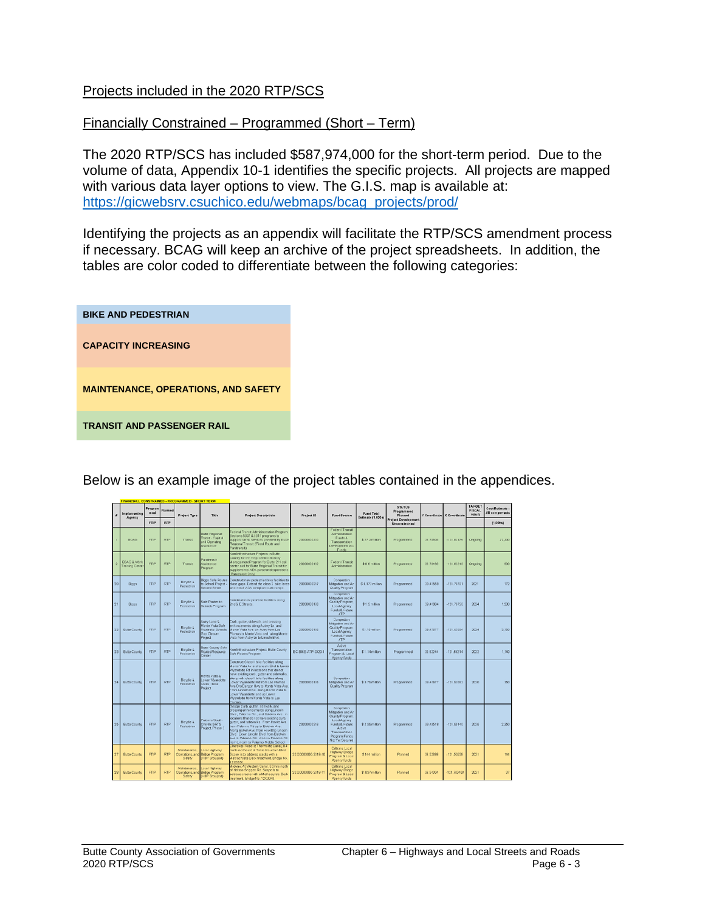## Projects included in the 2020 RTP/SCS

### Financially Constrained – Programmed (Short – Term)

The 2020 RTP/SCS has included $587,974,000 for the short-term period. Due to the volume of data, Appendix 10-1 identifies the specific projects. All projects are mapped with various data layer options to view. The G.I.S. map is available at: https://gicwebsrv.csuchico.edu/webmaps/bcag_projects/prod/

Identifying the projects as an appendix will facilitate the RTP/SCS amendment process if necessary. BCAG will keep an archive of the project spreadsheets. In addition, the tables are color coded to differentiate between the following categories:

- **BIKE AND PEDESTRIAN**
- **CAPACITY INCREASING**
- **MAINTENANCE, OPERATIONS, AND SAFETY**
- **TRANSIT AND PASSENGER RAIL**

Below is an example image of the project tables contained in the appendices.

**FINANCIALLY CONSTRAINED - PROGRAMMED - SHORT TERM**

| # | Implementing Agency | Programmed (FTIP) | Planned (RTP) | Project Type | Title | Project Description | Project ID | Fund Source | Fund Total Estimate (1,000s) | STATUS Programmed Planned Project Development Unconstrained | Y Coordinate | X Coordinate | TARGET FISCAL YEAR | Cost Estimate - All components (1,000s) |
|---|---|---|---|---|---|---|---|---|---|---|---|---|---|---|
| 1 | BCAG | FTIP | RTP | Transit | Butte Regional Transit - Capital and Operating Assistance | Federal Transit Administration Program Sections 5307 & 5311 programs to support transit services provided by Butte Regional Transit (Fixed Route and Paratransit) | 20200000210 | Federal Transit Administration Funds & Transportation Development Act Funds | $ 27.3 million | Programmed | 39.73500 | -121.83174 | Ongoing | 27,300 |
| 2 | BCAG & Work Training Center | FTIP | RTP | Transit | Paratransit Assistance Program | Non Infrastructure Projects in Butte County for the Integrated Mobility Management Program for Butte 211 call center and for Butte Regional Transit for supplemental ADA paratransit operations (Paratransit Only) | 20200000112 | Federal Transit Administration | $ 0.6 million | Programmed | 39.73469 | -121.83218 | Ongoing | 600 |
| 20 | Biggs | FTIP | RTP | Bicycle & Pedestrian | Biggs Safe Routes to School Project - Second Street | Construct new pedestrian/bike facilities to close gaps. Extend the class 2 bike lanes and install ADA compliant curb ramps. | 20200000217 | Congestion Mitigation and Air Quality Program | $ 0.172 million | Programmed | 39.41666 | -121.76701 | 2021 | 172 |
| 21 | Biggs | FTIP | RTP | Bicycle & Pedestrian | Safe Routes to Schools Program | Construct new ped/bike facilities along 2nd & E Streets | 20200000118 | Congestion Mitigation and Air Quality Program, Local Agency Funds & Future ATP | $ 1.5 million | Programmed | 39.41884 | -121.76750 | 2024 | 1,500 |
| 22 | Butte County | FTIP | RTP | Bicycle & Pedestrian | Autry Lane & Monte Vista Safe Routes to Schools Gap Closure Project | Curb, gutter, sidewalk, and crossing enhancements along Autry Ln. and Monte Vista Ave. on Autry from Las Plumas to Monte Vista and along Monte Vista from Autry Ln to Lincoln Blvd. | 20200000116 | Congestion Mitigation and Air Quality Program, Local Agency Funds & Future ATP | $ 3.19 million | Programmed | 39.49077 | -121.55804 | 2024 | 3,190 |
| 23 | Butte County | FTIP | RTP | Bicycle & Pedestrian | Butte County Safe Routes/Resource Center | Non Infrastructure Project: Butte County Safe Routes Program | BC-BIKE-ATP-2020-1 | Active Transportation Program & Local Agency funds | $ 1.14 million | Programmed | 39.52244 | -121.56234 | 2022 | 1,140 |
| 24 | Butte County | FTIP | RTP | Bicycle & Pedestrian | Monte Vista & Lower Wyandotte Class I Bike Project | Construct Class I bike facilities along Monte Vista Av and Lincoln Blvd to Lower Wyandotte Rd in locations that do not have existing curb, gutter and sidewalks, along with class I bike facilities along Lower Wyandotte Rd from Las Plumas Ave/Oro Bangor Hwy to Monte Vista Ave. From Lincoln Blvd. along Monte Vista to Lower Wyandotte and on Lower Wyandotte from Monte Vista to Las Plumas. | 20200000115 | Congestion Mitigation and Air Quality Program | $ 0.76 million | Programmed | 39.49077 | -121.53083 | 2020 | 760 |
| 25 | Butte County | FTIP | RTP | Bicycle & Pedestrian | Palermo/South Oroville SRTS Project, Phase 3 | Design Curb, gutter, sidewalk and crossing enhancements along Lincoln Blvd., Palermo Rd., and Baldwin Ave. in locations that do not have existing curb, gutter, and sidewalks. From Hewitt Ave from Palermo Rd up to Baldwin Ave. Along Baldwin Ave. from Hewitt to Lincoln Blvd. Down Lincoln Blvd from Baldwin Ave to Palermo Rd. Also on Palermo Rd from Lincoln to Palermo Middle School | 20200000219 | Congestion Mitigation and Air Quality Program, Local Agency Funds & Future Active Transportation Program Funds Not Yet Secured | $ 2.35 million | Programmed | 39.45619 | -121.55140 | 2026 | 2,350 |
| 27 | Butte County | FTIP | RTP | Maintenance, Operations, and Safety | Local Highway Bridge Program (HBP Grouped) | Cherokee Road at Thermalito Canal, 0.4 miles northeast of Table Mountain Blvd. Scope is to address cracks with a Methacrylate Deck treatment. Bridge No. 12C0336 | 20200000066-2019-10 | Caltrans Local Highway Bridge Program & Local Agency funds | $ 144 million | Planned | 39.53099 | -121.59558 | 2021 | 144 |
| 28 | Butte County | FTIP | RTP | Maintenance, Operations, and Safety | Local Highway Bridge Program (HBP Grouped) | Midway At Western Canal, 0.3 mile north of Nelson Shippee Rd. Scope is to address cracks with a Methacrylate Deck treatment. Bridge No. 12C0048 | 20200000066-2019-11 | Caltrans Local Highway Bridge Program & Local Agency funds | $ 0.037 million | Planned | 39.54004 | -121.783468 | 2021 | 37 |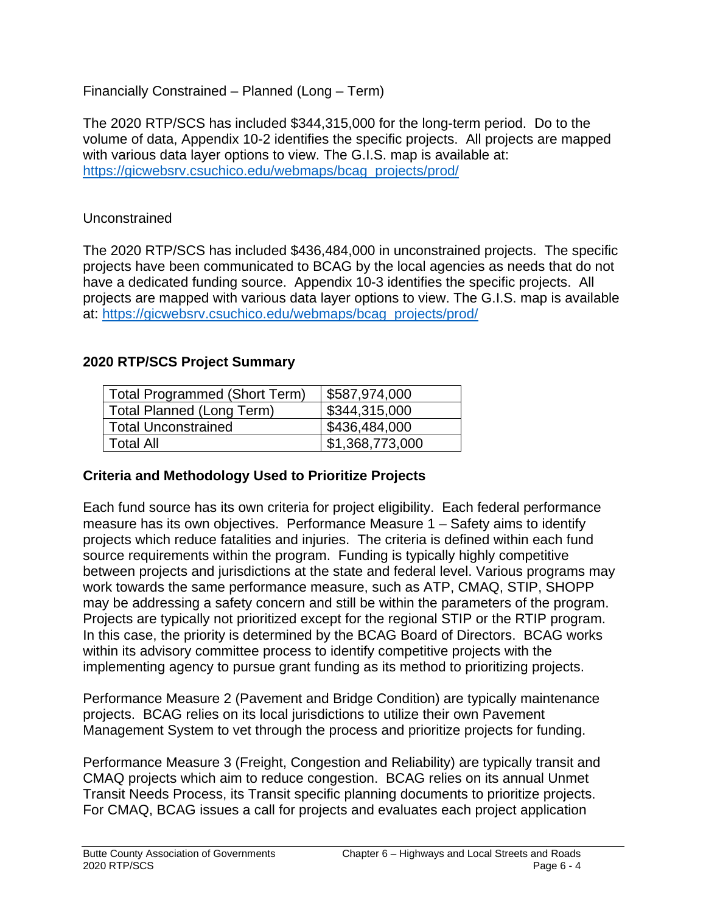Financially Constrained – Planned (Long – Term)

The 2020 RTP/SCS has included $344,315,000 for the long-term period. Do to the volume of data, Appendix 10-2 identifies the specific projects. All projects are mapped with various data layer options to view. The G.I.S. map is available at: https://gicwebsrv.csuchico.edu/webmaps/bcag_projects/prod/

Unconstrained

The 2020 RTP/SCS has included $436,484,000 in unconstrained projects. The specific projects have been communicated to BCAG by the local agencies as needs that do not have a dedicated funding source. Appendix 10-3 identifies the specific projects. All projects are mapped with various data layer options to view. The G.I.S. map is available at: https://gicwebsrv.csuchico.edu/webmaps/bcag_projects/prod/

**2020 RTP/SCS Project Summary**

| | |
|---|---|
| Total Programmed (Short Term) | $587,974,000 |
| Total Planned (Long Term) | $344,315,000 |
| Total Unconstrained | $436,484,000 |
| Total All | $1,368,773,000 |

**Criteria and Methodology Used to Prioritize Projects**

Each fund source has its own criteria for project eligibility. Each federal performance measure has its own objectives. Performance Measure 1 – Safety aims to identify projects which reduce fatalities and injuries. The criteria is defined within each fund source requirements within the program. Funding is typically highly competitive between projects and jurisdictions at the state and federal level. Various programs may work towards the same performance measure, such as ATP, CMAQ, STIP, SHOPP may be addressing a safety concern and still be within the parameters of the program. Projects are typically not prioritized except for the regional STIP or the RTIP program. In this case, the priority is determined by the BCAG Board of Directors. BCAG works within its advisory committee process to identify competitive projects with the implementing agency to pursue grant funding as its method to prioritizing projects.

Performance Measure 2 (Pavement and Bridge Condition) are typically maintenance projects. BCAG relies on its local jurisdictions to utilize their own Pavement Management System to vet through the process and prioritize projects for funding.

Performance Measure 3 (Freight, Congestion and Reliability) are typically transit and CMAQ projects which aim to reduce congestion. BCAG relies on its annual Unmet Transit Needs Process, its Transit specific planning documents to prioritize projects. For CMAQ, BCAG issues a call for projects and evaluates each project application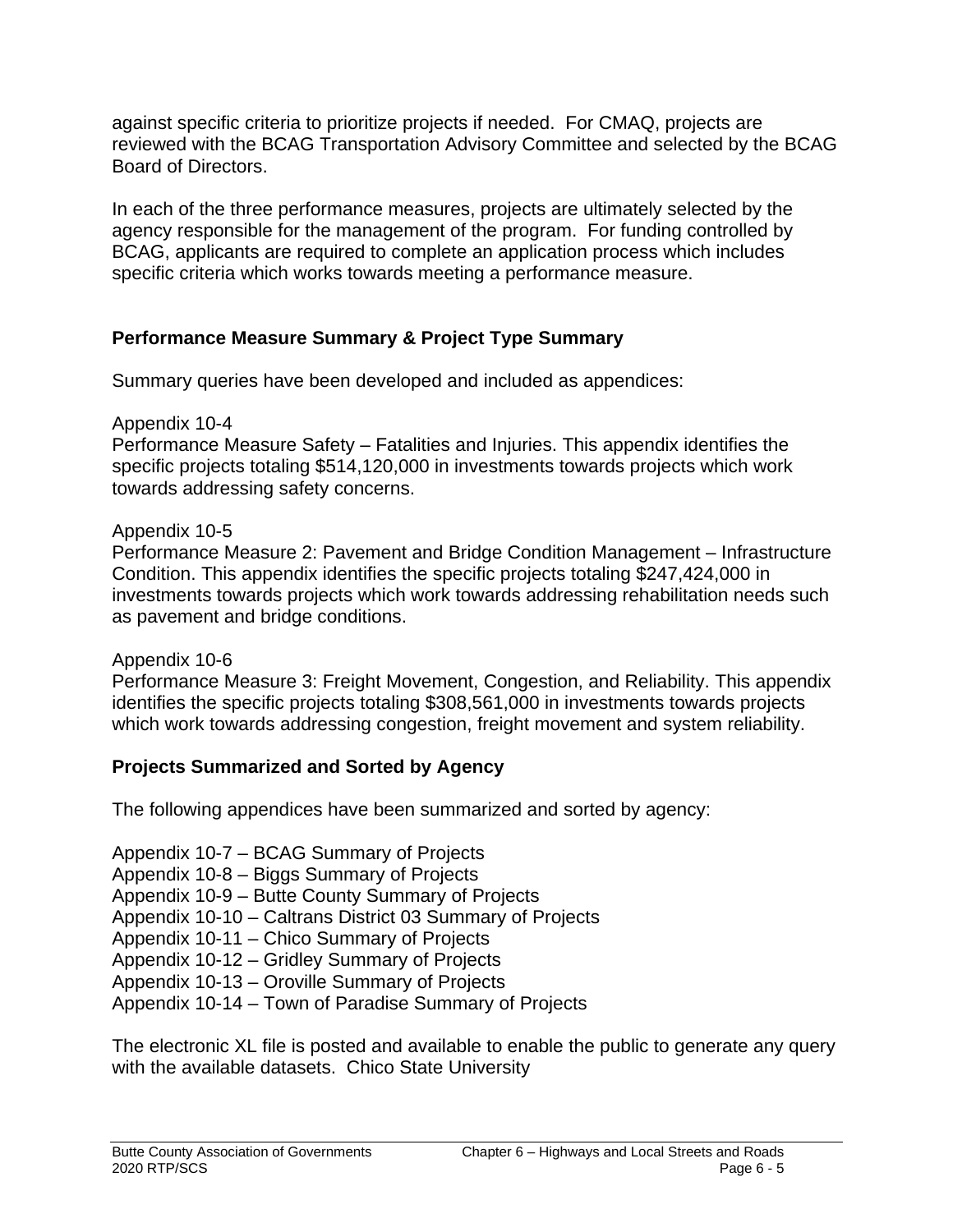against specific criteria to prioritize projects if needed. For CMAQ, projects are reviewed with the BCAG Transportation Advisory Committee and selected by the BCAG Board of Directors.

In each of the three performance measures, projects are ultimately selected by the agency responsible for the management of the program. For funding controlled by BCAG, applicants are required to complete an application process which includes specific criteria which works towards meeting a performance measure.

### Performance Measure Summary & Project Type Summary

Summary queries have been developed and included as appendices:

Appendix 10-4
Performance Measure Safety – Fatalities and Injuries. This appendix identifies the specific projects totaling $514,120,000 in investments towards projects which work towards addressing safety concerns.

Appendix 10-5
Performance Measure 2: Pavement and Bridge Condition Management – Infrastructure Condition. This appendix identifies the specific projects totaling $247,424,000 in investments towards projects which work towards addressing rehabilitation needs such as pavement and bridge conditions.

Appendix 10-6
Performance Measure 3: Freight Movement, Congestion, and Reliability. This appendix identifies the specific projects totaling $308,561,000 in investments towards projects which work towards addressing congestion, freight movement and system reliability.

### Projects Summarized and Sorted by Agency

The following appendices have been summarized and sorted by agency:

Appendix 10-7 – BCAG Summary of Projects
Appendix 10-8 – Biggs Summary of Projects
Appendix 10-9 – Butte County Summary of Projects
Appendix 10-10 – Caltrans District 03 Summary of Projects
Appendix 10-11 – Chico Summary of Projects
Appendix 10-12 – Gridley Summary of Projects
Appendix 10-13 – Oroville Summary of Projects
Appendix 10-14 – Town of Paradise Summary of Projects

The electronic XL file is posted and available to enable the public to generate any query with the available datasets. Chico State University